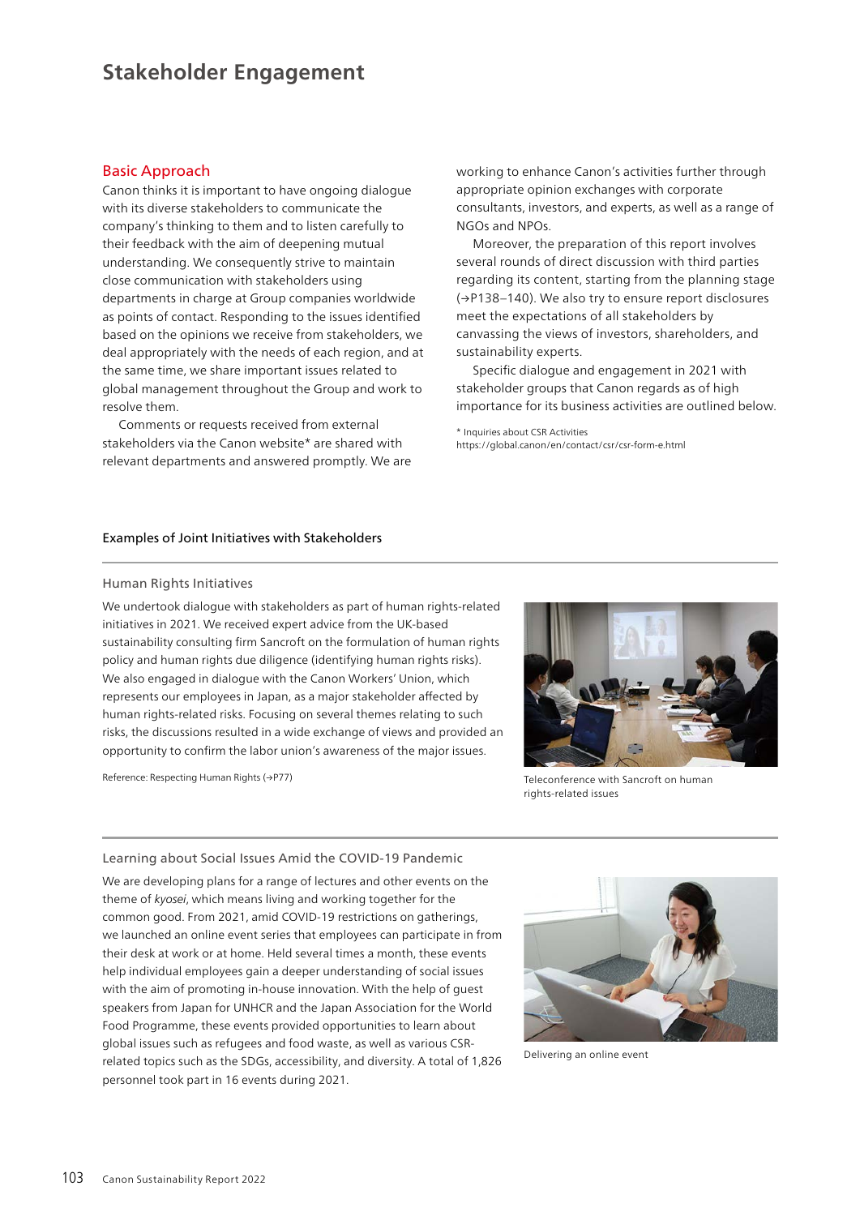# Stakeholder Engagement

## Basic Approach

Canon thinks it is important to have ongoing dialogue with its diverse stakeholders to communicate the company's thinking to them and to listen carefully to their feedback with the aim of deepening mutual understanding. We consequently strive to maintain close communication with stakeholders using departments in charge at Group companies worldwide as points of contact. Responding to the issues identified based on the opinions we receive from stakeholders, we deal appropriately with the needs of each region, and at the same time, we share important issues related to global management throughout the Group and work to resolve them.

Comments or requests received from external stakeholders via the Canon website* are shared with relevant departments and answered promptly. We are working to enhance Canon's activities further through appropriate opinion exchanges with corporate consultants, investors, and experts, as well as a range of NGOs and NPOs.

Moreover, the preparation of this report involves several rounds of direct discussion with third parties regarding its content, starting from the planning stage (→P138–140). We also try to ensure report disclosures meet the expectations of all stakeholders by canvassing the views of investors, shareholders, and sustainability experts.

Specific dialogue and engagement in 2021 with stakeholder groups that Canon regards as of high importance for its business activities are outlined below.

* Inquiries about CSR Activities
https://global.canon/en/contact/csr/csr-form-e.html

### Examples of Joint Initiatives with Stakeholders

#### Human Rights Initiatives

We undertook dialogue with stakeholders as part of human rights-related initiatives in 2021. We received expert advice from the UK-based sustainability consulting firm Sancroft on the formulation of human rights policy and human rights due diligence (identifying human rights risks). We also engaged in dialogue with the Canon Workers' Union, which represents our employees in Japan, as a major stakeholder affected by human rights-related risks. Focusing on several themes relating to such risks, the discussions resulted in a wide exchange of views and provided an opportunity to confirm the labor union's awareness of the major issues.

Reference: Respecting Human Rights (→P77)

Teleconference with Sancroft on human rights-related issues

#### Learning about Social Issues Amid the COVID-19 Pandemic

We are developing plans for a range of lectures and other events on the theme of *kyosei*, which means living and working together for the common good. From 2021, amid COVID-19 restrictions on gatherings, we launched an online event series that employees can participate in from their desk at work or at home. Held several times a month, these events help individual employees gain a deeper understanding of social issues with the aim of promoting in-house innovation. With the help of guest speakers from Japan for UNHCR and the Japan Association for the World Food Programme, these events provided opportunities to learn about global issues such as refugees and food waste, as well as various CSR-related topics such as the SDGs, accessibility, and diversity. A total of 1,826 personnel took part in 16 events during 2021.

Delivering an online event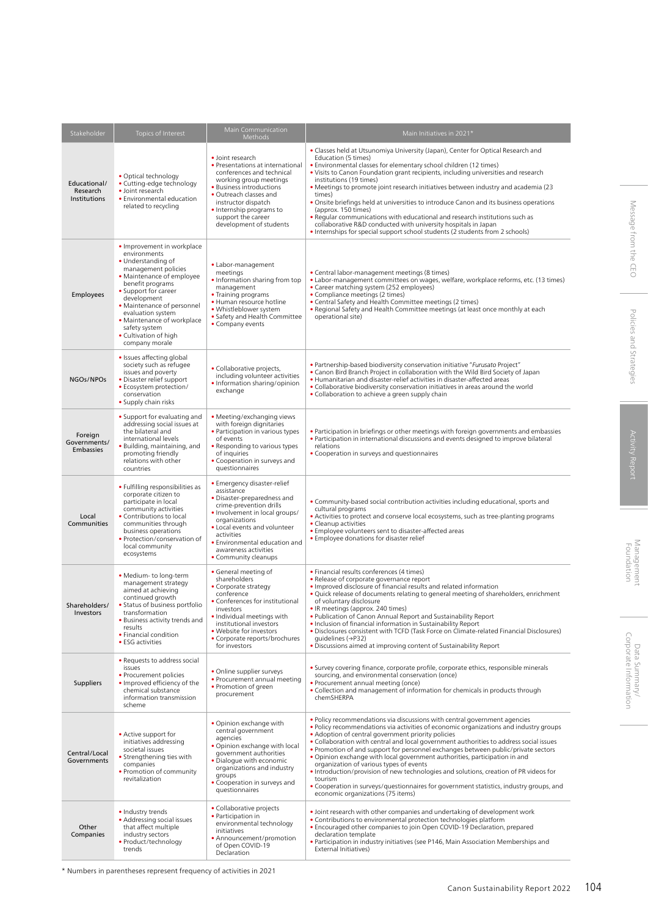| Stakeholder | Topics of Interest | Main Communication Methods | Main Initiatives in 2021* |
|---|---|---|---|
| Educational/ Research Institutions | • Optical technology<br>• Cutting-edge technology<br>• Joint research<br>• Environmental education related to recycling | • Joint research<br>• Presentations at international conferences and technical working group meetings<br>• Business introductions<br>• Outreach classes and instructor dispatch<br>• Internship programs to support the career development of students | • Classes held at Utsunomiya University (Japan), Center for Optical Research and Education (5 times)<br>• Environmental classes for elementary school children (12 times)<br>• Visits to Canon Foundation grant recipients, including universities and research institutions (19 times)<br>• Meetings to promote joint research initiatives between industry and academia (23 times)<br>• Onsite briefings held at universities to introduce Canon and its business operations (approx. 150 times)<br>• Regular communications with educational and research institutions such as collaborative R&D conducted with university hospitals in Japan<br>• Internships for special support school students (2 students from 2 schools) |
| Employees | • Improvement in workplace environments<br>• Understanding of management policies<br>• Maintenance of employee benefit programs<br>• Support for career development<br>• Maintenance of personnel evaluation system<br>• Maintenance of workplace safety system<br>• Cultivation of high company morale | • Labor-management meetings<br>• Information sharing from top management<br>• Training programs<br>• Human resource hotline<br>• Whistleblower system<br>• Safety and Health Committee<br>• Company events | • Central labor-management meetings (8 times)<br>• Labor-management committees on wages, welfare, workplace reforms, etc. (13 times)<br>• Career matching system (252 employees)<br>• Compliance meetings (2 times)<br>• Central Safety and Health Committee meetings (2 times)<br>• Regional Safety and Health Committee meetings (at least once monthly at each operational site) |
| NGOs/NPOs | • Issues affecting global society such as refugee issues and poverty<br>• Disaster relief support<br>• Ecosystem protection/ conservation<br>• Supply chain risks | • Collaborative projects, including volunteer activities<br>• Information sharing/opinion exchange | • Partnership-based biodiversity conservation initiative "*Furusato* Project"<br>• Canon Bird Branch Project in collaboration with the Wild Bird Society of Japan<br>• Humanitarian and disaster-relief activities in disaster-affected areas<br>• Collaborative biodiversity conservation initiatives in areas around the world<br>• Collaboration to achieve a green supply chain |
| Foreign Governments/ Embassies | • Support for evaluating and addressing social issues at the bilateral and international levels<br>• Building, maintaining, and promoting friendly relations with other countries | • Meeting/exchanging views with foreign dignitaries<br>• Participation in various types of events<br>• Responding to various types of inquiries<br>• Cooperation in surveys and questionnaires | • Participation in briefings or other meetings with foreign governments and embassies<br>• Participation in international discussions and events designed to improve bilateral relations<br>• Cooperation in surveys and questionnaires |
| Local Communities | • Fulfilling responsibilities as corporate citizen to participate in local community activities<br>• Contributions to local communities through business operations<br>• Protection/conservation of local community ecosystems | • Emergency disaster-relief assistance<br>• Disaster-preparedness and crime-prevention drills<br>• Involvement in local groups/ organizations<br>• Local events and volunteer activities<br>• Environmental education and awareness activities<br>• Community cleanups | • Community-based social contribution activities including educational, sports and cultural programs<br>• Activities to protect and conserve local ecosystems, such as tree-planting programs<br>• Cleanup activities<br>• Employee volunteers sent to disaster-affected areas<br>• Employee donations for disaster relief |
| Shareholders/ Investors | • Medium- to long-term management strategy aimed at achieving continued growth<br>• Status of business portfolio transformation<br>• Business activity trends and results<br>• Financial condition<br>• ESG activities | • General meeting of shareholders<br>• Corporate strategy conference<br>• Conferences for institutional investors<br>• Individual meetings with institutional investors<br>• Website for investors<br>• Corporate reports/brochures for investors | • Financial results conferences (4 times)<br>• Release of corporate governance report<br>• Improved disclosure of financial results and related information<br>• Quick release of documents relating to general meeting of shareholders, enrichment of voluntary disclosure<br>• IR meetings (approx. 240 times)<br>• Publication of Canon Annual Report and Sustainability Report<br>• Inclusion of financial information in Sustainability Report<br>• Disclosures consistent with TCFD (Task Force on Climate-related Financial Disclosures) guidelines (→P32)<br>• Discussions aimed at improving content of Sustainability Report |
| Suppliers | • Requests to address social issues<br>• Procurement policies<br>• Improved efficiency of the chemical substance information transmission scheme | • Online supplier surveys<br>• Procurement annual meeting<br>• Promotion of green procurement | • Survey covering finance, corporate profile, corporate ethics, responsible minerals sourcing, and environmental conservation (once)<br>• Procurement annual meeting (once)<br>• Collection and management of information for chemicals in products through chemSHERPA |
| Central/Local Governments | • Active support for initiatives addressing societal issues<br>• Strengthening ties with companies<br>• Promotion of community revitalization | • Opinion exchange with central government agencies<br>• Opinion exchange with local government authorities<br>• Dialogue with economic organizations and industry groups<br>• Cooperation in surveys and questionnaires | • Policy recommendations via discussions with central government agencies<br>• Policy recommendations via activities of economic organizations and industry groups<br>• Adoption of central government priority policies<br>• Collaboration with central and local government authorities to address social issues<br>• Promotion of and support for personnel exchanges between public/private sectors<br>• Opinion exchange with local government authorities, participation in and organization of various types of events<br>• Introduction/provision of new technologies and solutions, creation of PR videos for tourism<br>• Cooperation in surveys/questionnaires for government statistics, industry groups, and economic organizations (75 items) |
| Other Companies | • Industry trends<br>• Addressing social issues that affect multiple industry sectors<br>• Product/technology trends | • Collaborative projects<br>• Participation in environmental technology initiatives<br>• Announcement/promotion of Open COVID-19 Declaration | • Joint research with other companies and undertaking of development work<br>• Contributions to environmental protection technologies platform<br>• Encouraged other companies to join Open COVID-19 Declaration, prepared declaration template<br>• Participation in industry initiatives (see P146, Main Association Memberships and External Initiatives) |

\* Numbers in parentheses represent frequency of activities in 2021